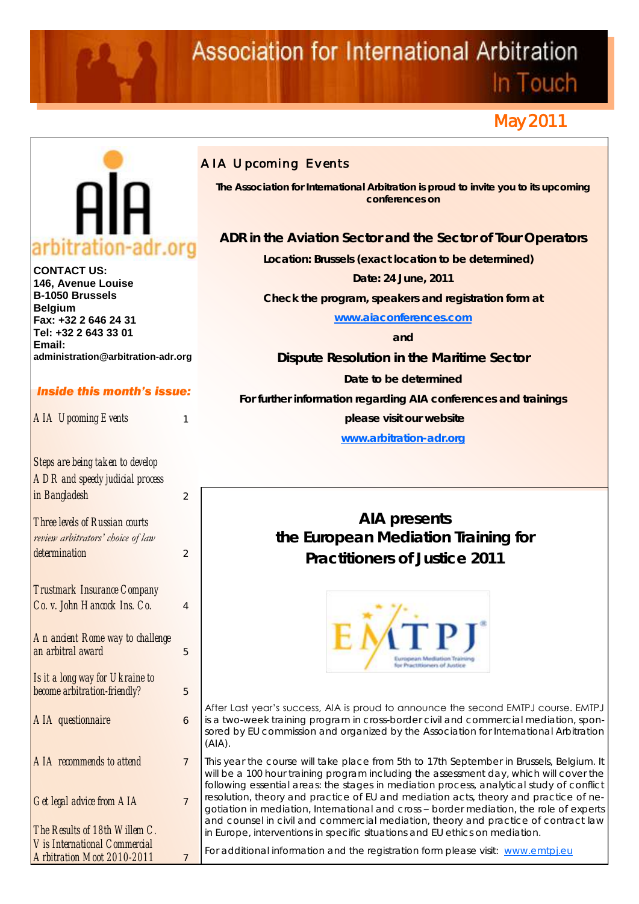# Association for International Arbitration In Touch

May 2011

arbitration-adr.org

**CONTACT US:**
**146, Avenue Louise**
**B-1050 Brussels**
**Belgium**
**Fax: +32 2 646 24 31**
**Tel: +32 2 643 33 01**
**Email:**
**administration@arbitration-adr.org**

***Inside this month's issue:***

| | |
|---|---|
| AIA Upcoming Events | 1 |
| Steps are being taken to develop ADR and speedy judicial process in Bangladesh | 2 |
| Three levels of Russian courts *review arbitrators' choice of law* determination | 2 |
| Trustmark Insurance Company Co. v. John Hancock Ins. Co. | 4 |
| An ancient Rome way to challenge an arbitral award | 5 |
| Is it a long way for Ukraine to become arbitration-friendly? | 5 |
| AIA questionnaire | 6 |
| AIA recommends to attend | 7 |
| Get legal advice from AIA | 7 |
| The Results of 18th Willem C. Vis International Commercial Arbitration Moot 2010-2011 | 7 |

## AIA Upcoming Events

**The Association for International Arbitration is proud to invite you to its upcoming conferences on**

### ADR in the Aviation Sector and the Sector of Tour Operators

**Location: Brussels (exact location to be determined)**

**Date: 24 June, 2011**

**Check the program, speakers and registration form at**

**www.aiaconferences.com**

**and**

### Dispute Resolution in the Maritime Sector

**Date to be determined**

**For further information regarding AIA conferences and trainings please visit our website**

**www.arbitration-adr.org**

## AIA presents the European Mediation Training for Practitioners of Justice 2011

EMTPJ – European Mediation Training for Practitioners of Justice

After Last year's success, AIA is proud to announce the second EMTPJ course. EMTPJ is a two-week training program in cross-border civil and commercial mediation, sponsored by EU commission and organized by the Association for International Arbitration (AIA).

This year the course will take place from 5th to 17th September in Brussels, Belgium. It will be a 100 hour training program including the assessment day, which will cover the following essential areas: the stages in mediation process, analytical study of conflict resolution, theory and practice of EU and mediation acts, theory and practice of negotiation in mediation, International and cross – border mediation, the role of experts and counsel in civil and commercial mediation, theory and practice of contract law in Europe, interventions in specific situations and EU ethics on mediation.

For additional information and the registration form please visit: www.emtpj.eu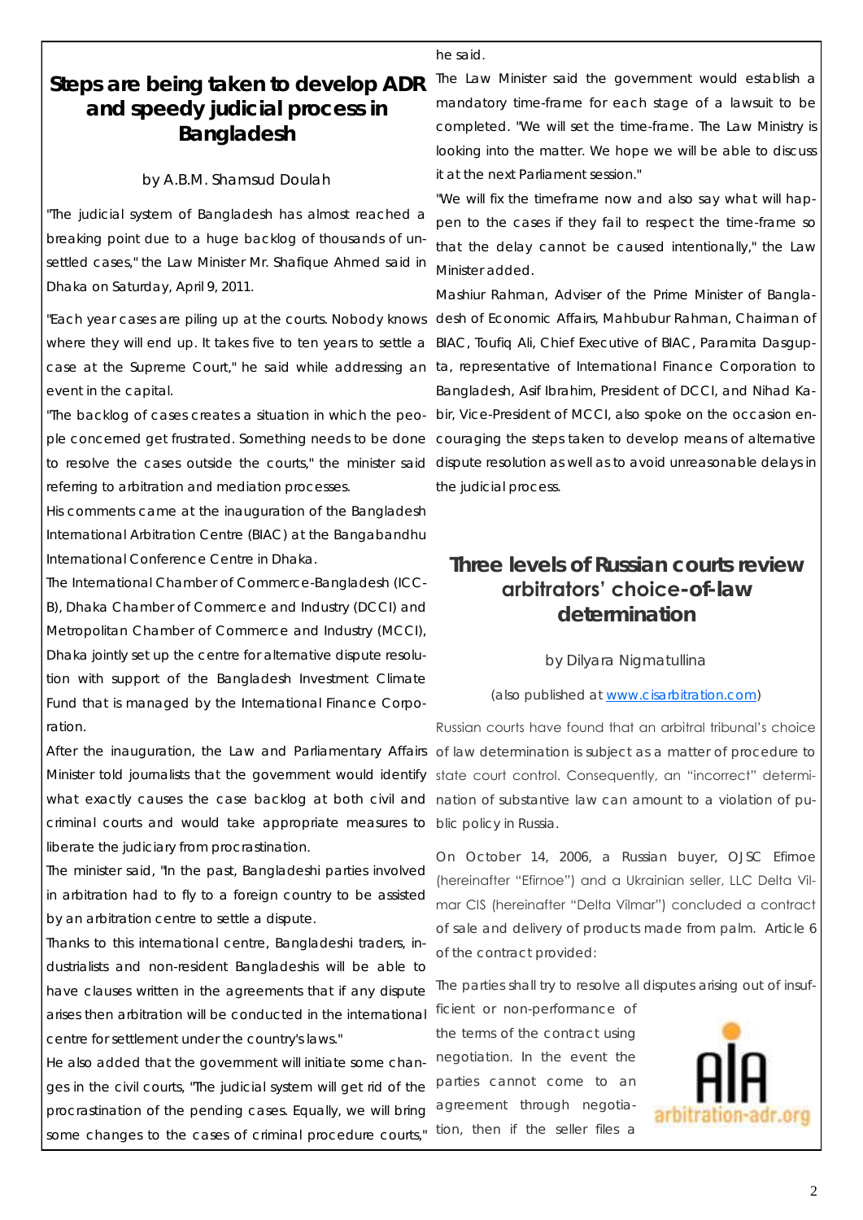## Steps are being taken to develop ADR and speedy judicial process in Bangladesh

by A.B.M. Shamsud Doulah

"The judicial system of Bangladesh has almost reached a breaking point due to a huge backlog of thousands of unsettled cases," the Law Minister Mr. Shafique Ahmed said in Dhaka on Saturday, April 9, 2011.

"Each year cases are piling up at the courts. Nobody knows where they will end up. It takes five to ten years to settle a case at the Supreme Court," he said while addressing an event in the capital.

"The backlog of cases creates a situation in which the people concerned get frustrated. Something needs to be done to resolve the cases outside the courts," the minister said referring to arbitration and mediation processes.

His comments came at the inauguration of the Bangladesh International Arbitration Centre (BIAC) at the Bangabandhu International Conference Centre in Dhaka.

The International Chamber of Commerce-Bangladesh (ICC-B), Dhaka Chamber of Commerce and Industry (DCCI) and Metropolitan Chamber of Commerce and Industry (MCCI), Dhaka jointly set up the centre for alternative dispute resolution with support of the Bangladesh Investment Climate Fund that is managed by the International Finance Corporation.

After the inauguration, the Law and Parliamentary Affairs Minister told journalists that the government would identify what exactly causes the case backlog at both civil and criminal courts and would take appropriate measures to liberate the judiciary from procrastination.

The minister said, "In the past, Bangladeshi parties involved in arbitration had to fly to a foreign country to be assisted by an arbitration centre to settle a dispute.

Thanks to this international centre, Bangladeshi traders, industrialists and non-resident Bangladeshis will be able to have clauses written in the agreements that if any dispute arises then arbitration will be conducted in the international centre for settlement under the country's laws."

He also added that the government will initiate some changes in the civil courts, "The judicial system will get rid of the procrastination of the pending cases. Equally, we will bring some changes to the cases of criminal procedure courts," he said.

The Law Minister said the government would establish a mandatory time-frame for each stage of a lawsuit to be completed. "We will set the time-frame. The Law Ministry is looking into the matter. We hope we will be able to discuss it at the next Parliament session."

"We will fix the timeframe now and also say what will happen to the cases if they fail to respect the time-frame so that the delay cannot be caused intentionally," the Law Minister added.

Mashiur Rahman, Adviser of the Prime Minister of Bangladesh of Economic Affairs, Mahbubur Rahman, Chairman of BIAC, Toufiq Ali, Chief Executive of BIAC, Paramita Dasgupta, representative of International Finance Corporation to Bangladesh, Asif Ibrahim, President of DCCI, and Nihad Kabir, Vice-President of MCCI, also spoke on the occasion encouraging the steps taken to develop means of alternative dispute resolution as well as to avoid unreasonable delays in the judicial process.

## Three levels of Russian courts review arbitrators' choice-of-law determination

by Dilyara Nigmatullina

(also published at www.cisarbitration.com)

Russian courts have found that an arbitral tribunal's choice of law determination is subject as a matter of procedure to state court control. Consequently, an "incorrect" determination of substantive law can amount to a violation of public policy in Russia.

On October 14, 2006, a Russian buyer, OJSC Efirnoe (hereinafter "Efirnoe") and a Ukrainian seller, LLC Delta Vilmar CIS (hereinafter "Delta Vilmar") concluded a contract of sale and delivery of products made from palm. Article 6 of the contract provided:

The parties shall try to resolve all disputes arising out of insufficient or non-performance of the terms of the contract using negotiation. In the event the parties cannot come to an agreement through negotiation, then if the seller files a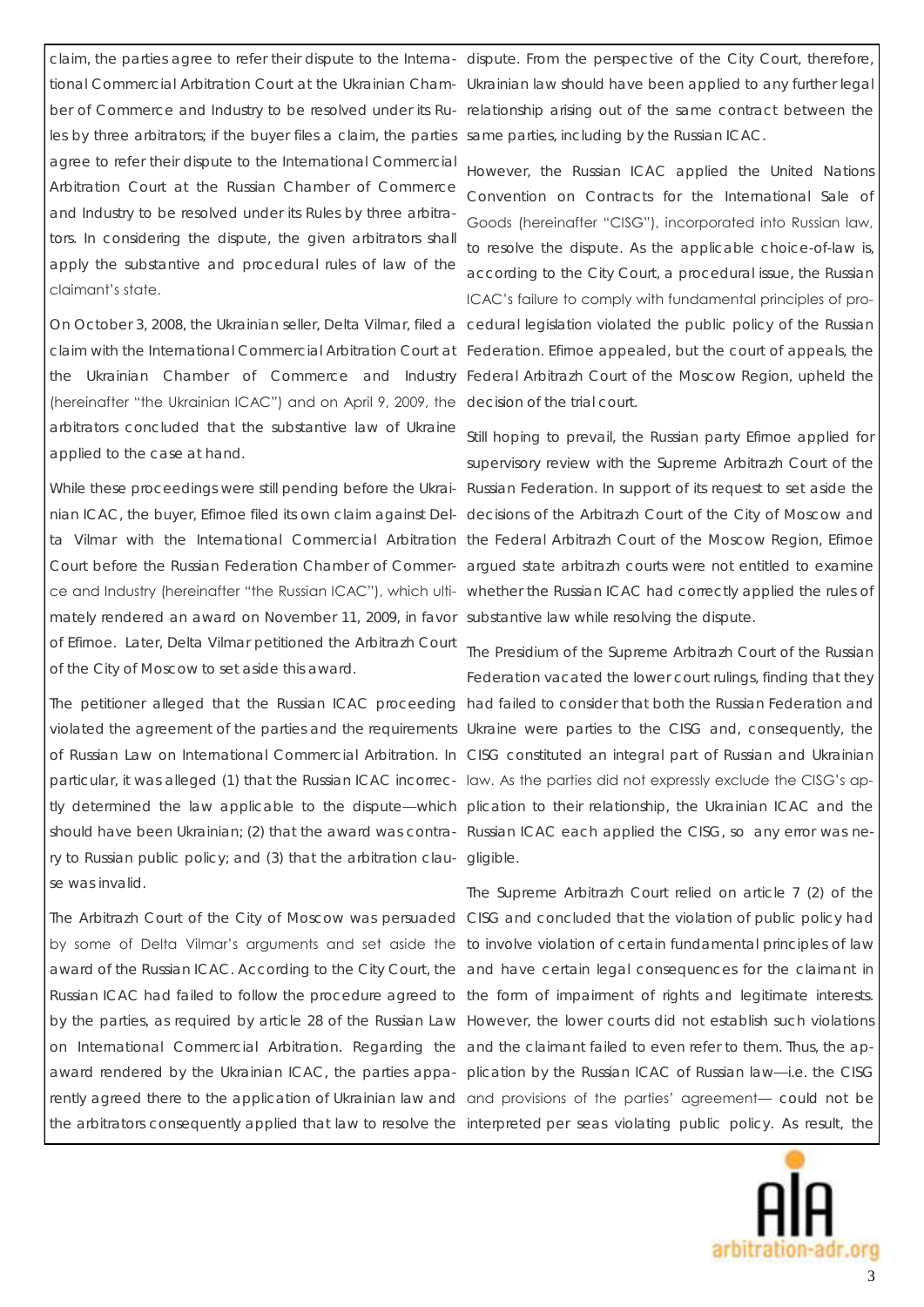claim, the parties agree to refer their dispute to the International Commercial Arbitration Court at the Ukrainian Chamber of Commerce and Industry to be resolved under its Rules by three arbitrators; if the buyer files a claim, the parties agree to refer their dispute to the International Commercial Arbitration Court at the Russian Chamber of Commerce and Industry to be resolved under its Rules by three arbitrators. In considering the dispute, the given arbitrators shall apply the substantive and procedural rules of law of the claimant's state.

On October 3, 2008, the Ukrainian seller, Delta Vilmar, filed a claim with the International Commercial Arbitration Court at the Ukrainian Chamber of Commerce and Industry (hereinafter "the Ukrainian ICAC") and on April 9, 2009, the arbitrators concluded that the substantive law of Ukraine applied to the case at hand.

While these proceedings were still pending before the Ukrainian ICAC, the buyer, Efirnoe filed its own claim against Delta Vilmar with the International Commercial Arbitration Court before the Russian Federation Chamber of Commerce and Industry (hereinafter "the Russian ICAC"), which ultimately rendered an award on November 11, 2009, in favor of Efirnoe. Later, Delta Vilmar petitioned the Arbitrazh Court of the City of Moscow to set aside this award.

The petitioner alleged that the Russian ICAC proceeding violated the agreement of the parties and the requirements of Russian Law on International Commercial Arbitration. In particular, it was alleged (1) that the Russian ICAC incorrectly determined the law applicable to the dispute—which should have been Ukrainian; (2) that the award was contrary to Russian public policy; and (3) that the arbitration clause was invalid.

The Arbitrazh Court of the City of Moscow was persuaded by some of Delta Vilmar's arguments and set aside the award of the Russian ICAC. According to the City Court, the Russian ICAC had failed to follow the procedure agreed to by the parties, as required by article 28 of the Russian Law on International Commercial Arbitration. Regarding the award rendered by the Ukrainian ICAC, the parties apparently agreed there to the application of Ukrainian law and the arbitrators consequently applied that law to resolve the dispute. From the perspective of the City Court, therefore, Ukrainian law should have been applied to any further legal relationship arising out of the same contract between the same parties, including by the Russian ICAC.

However, the Russian ICAC applied the United Nations Convention on Contracts for the International Sale of Goods (hereinafter "CISG"), incorporated into Russian law, to resolve the dispute. As the applicable choice-of-law is, according to the City Court, a procedural issue, the Russian ICAC's failure to comply with fundamental principles of procedural legislation violated the public policy of the Russian Federation. Efirnoe appealed, but the court of appeals, the Federal Arbitrazh Court of the Moscow Region, upheld the decision of the trial court.

Still hoping to prevail, the Russian party Efirnoe applied for supervisory review with the Supreme Arbitrazh Court of the Russian Federation. In support of its request to set aside the decisions of the Arbitrazh Court of the City of Moscow and the Federal Arbitrazh Court of the Moscow Region, Efirnoe argued state arbitrazh courts were not entitled to examine whether the Russian ICAC had correctly applied the rules of substantive law while resolving the dispute.

The Presidium of the Supreme Arbitrazh Court of the Russian Federation vacated the lower court rulings, finding that they had failed to consider that both the Russian Federation and Ukraine were parties to the CISG and, consequently, the CISG constituted an integral part of Russian and Ukrainian law. As the parties did not expressly exclude the CISG's application to their relationship, the Ukrainian ICAC and the Russian ICAC each applied the CISG, so any error was negligible.

The Supreme Arbitrazh Court relied on article 7 (2) of the CISG and concluded that the violation of public policy had to involve violation of certain fundamental principles of law and have certain legal consequences for the claimant in the form of impairment of rights and legitimate interests. However, the lower courts did not establish such violations and the claimant failed to even refer to them. Thus, the application by the Russian ICAC of Russian law—i.e. the CISG and provisions of the parties' agreement— could not be interpreted per seas violating public policy. As result, the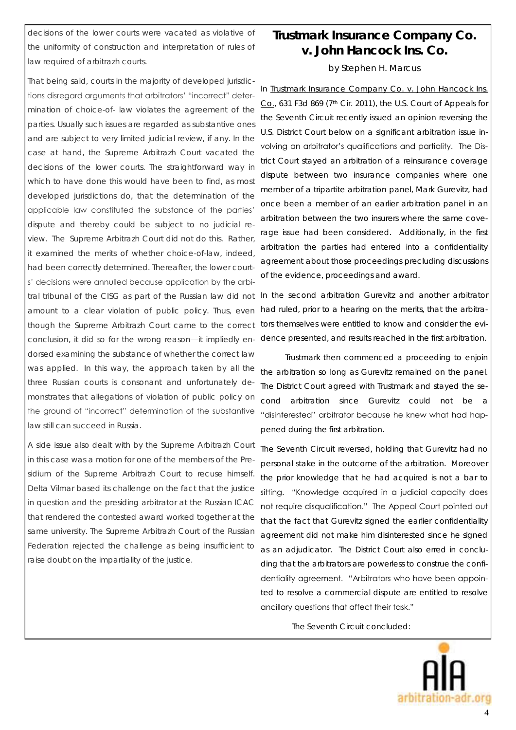decisions of the lower courts were vacated as violative of the uniformity of construction and interpretation of rules of law required of arbitrazh courts.

That being said, courts in the majority of developed jurisdictions disregard arguments that arbitrators' "incorrect" determination of choice-of- law violates the agreement of the parties. Usually such issues are regarded as substantive ones and are subject to very limited judicial review, if any. In the case at hand, the Supreme Arbitrazh Court vacated the decisions of the lower courts. The straightforward way in which to have done this would have been to find, as most developed jurisdictions do, that the determination of the applicable law constituted the substance of the parties' dispute and thereby could be subject to no judicial review. The Supreme Arbitrazh Court did not do this. Rather, it examined the merits of whether choice-of-law, indeed, had been correctly determined. Thereafter, the lower courts' decisions were annulled because application by the arbitral tribunal of the CISG as part of the Russian law did not amount to a clear violation of public policy. Thus, even though the Supreme Arbitrazh Court came to the correct conclusion, it did so for the wrong reason—it impliedly endorsed examining the substance of whether the correct law was applied. In this way, the approach taken by all the three Russian courts is consonant and unfortunately demonstrates that allegations of violation of public policy on the ground of "incorrect" determination of the substantive law still can succeed in Russia.

A side issue also dealt with by the Supreme Arbitrazh Court in this case was a motion for one of the members of the Presidium of the Supreme Arbitrazh Court to recuse himself. Delta Vilmar based its challenge on the fact that the justice in question and the presiding arbitrator at the Russian ICAC that rendered the contested award worked together at the same university. The Supreme Arbitrazh Court of the Russian Federation rejected the challenge as being insufficient to raise doubt on the impartiality of the justice.

## Trustmark Insurance Company Co. v. John Hancock Ins. Co.

by Stephen H. Marcus

In Trustmark Insurance Company Co. v. John Hancock Ins. Co., 631 F3d 869 (7th Cir. 2011), the U.S. Court of Appeals for the Seventh Circuit recently issued an opinion reversing the U.S. District Court below on a significant arbitration issue involving an arbitrator's qualifications and partiality. The District Court stayed an arbitration of a reinsurance coverage dispute between two insurance companies where one member of a tripartite arbitration panel, Mark Gurevitz, had once been a member of an earlier arbitration panel in an arbitration between the two insurers where the same coverage issue had been considered. Additionally, in the first arbitration the parties had entered into a confidentiality agreement about those proceedings precluding discussions of the evidence, proceedings and award.

In the second arbitration Gurevitz and another arbitrator had ruled, prior to a hearing on the merits, that the arbitrators themselves were entitled to know and consider the evidence presented, and results reached in the first arbitration.

Trustmark then commenced a proceeding to enjoin the arbitration so long as Gurevitz remained on the panel. The District Court agreed with Trustmark and stayed the second arbitration since Gurevitz could not be a "disinterested" arbitrator because he knew what had happened during the first arbitration.

The Seventh Circuit reversed, holding that Gurevitz had no personal stake in the outcome of the arbitration. Moreover the prior knowledge that he had acquired is not a bar to sitting. "Knowledge acquired in a judicial capacity does not require disqualification." The Appeal Court pointed out that the fact that Gurevitz signed the earlier confidentiality agreement did not make him disinterested since he signed as an adjudicator. The District Court also erred in concluding that the arbitrators are powerless to construe the confidentiality agreement. "Arbitrators who have been appointed to resolve a commercial dispute are entitled to resolve ancillary questions that affect their task."

The Seventh Circuit concluded: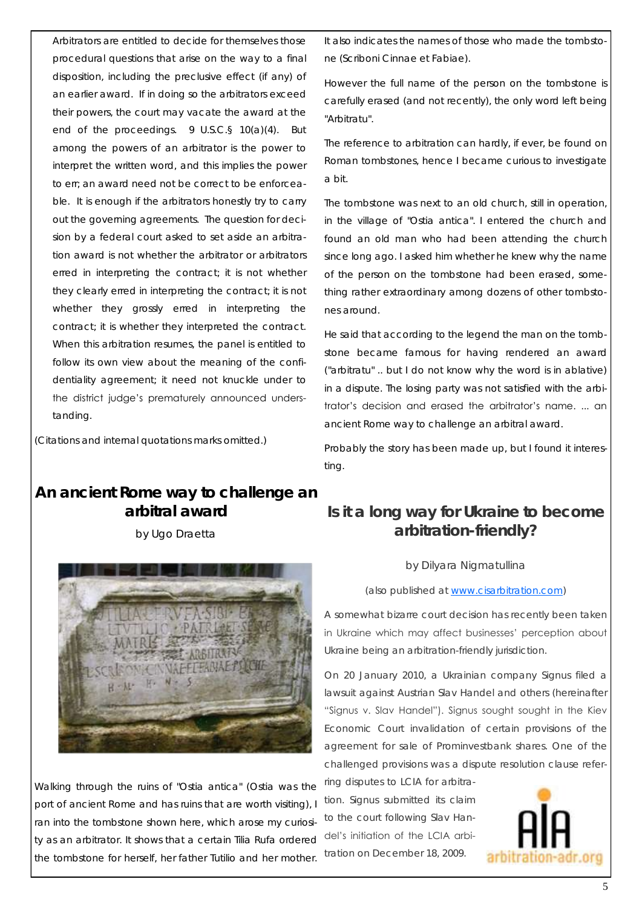Arbitrators are entitled to decide for themselves those procedural questions that arise on the way to a final disposition, including the preclusive effect (if any) of an earlier award. If in doing so the arbitrators exceed their powers, the court may vacate the award at the end of the proceedings. 9 U.S.C.§ 10(a)(4). But among the powers of an arbitrator is the power to interpret the written word, and this implies the power to err; an award need not be correct to be enforceable. It is enough if the arbitrators honestly try to carry out the governing agreements. The question for decision by a federal court asked to set aside an arbitration award is not whether the arbitrator or arbitrators erred in interpreting the contract; it is not whether they clearly erred in interpreting the contract; it is not whether they grossly erred in interpreting the contract; it is whether they interpreted the contract. When this arbitration resumes, the panel is entitled to follow its own view about the meaning of the confidentiality agreement; it need not knuckle under to the district judge's prematurely announced understanding.

(Citations and internal quotations marks omitted.)

## An ancient Rome way to challenge an arbitral award

by Ugo Draetta

Walking through the ruins of "Ostia antica" (Ostia was the port of ancient Rome and has ruins that are worth visiting), I ran into the tombstone shown here, which arose my curiosity as an arbitrator. It shows that a certain Tilia Rufa ordered the tombstone for herself, her father Tutilio and her mother. It also indicates the names of those who made the tombstone (Scriboni Cinnae et Fabiae).

However the full name of the person on the tombstone is carefully erased (and not recently), the only word left being "Arbitratu".

The reference to arbitration can hardly, if ever, be found on Roman tombstones, hence I became curious to investigate a bit.

The tombstone was next to an old church, still in operation, in the village of "Ostia antica". I entered the church and found an old man who had been attending the church since long ago. I asked him whether he knew why the name of the person on the tombstone had been erased, something rather extraordinary among dozens of other tombstones around.

He said that according to the legend the man on the tombstone became famous for having rendered an award ("arbitratu" .. but I do not know why the word is in ablative) in a dispute. The losing party was not satisfied with the arbitrator's decision and erased the arbitrator's name. ... an ancient Rome way to challenge an arbitral award.

Probably the story has been made up, but I found it interesting.

## Is it a long way for Ukraine to become arbitration-friendly?

by Dilyara Nigmatullina

(also published at www.cisarbitration.com)

A somewhat bizarre court decision has recently been taken in Ukraine which may affect businesses' perception about Ukraine being an arbitration-friendly jurisdiction.

On 20 January 2010, a Ukrainian company Signus filed a lawsuit against Austrian Slav Handel and others (hereinafter "Signus v. Slav Handel"). Signus sought sought in the Kiev Economic Court invalidation of certain provisions of the agreement for sale of Prominvestbank shares. One of the challenged provisions was a dispute resolution clause referring disputes to LCIA for arbitration. Signus submitted its claim to the court following Slav Handel's initiation of the LCIA arbitration on December 18, 2009.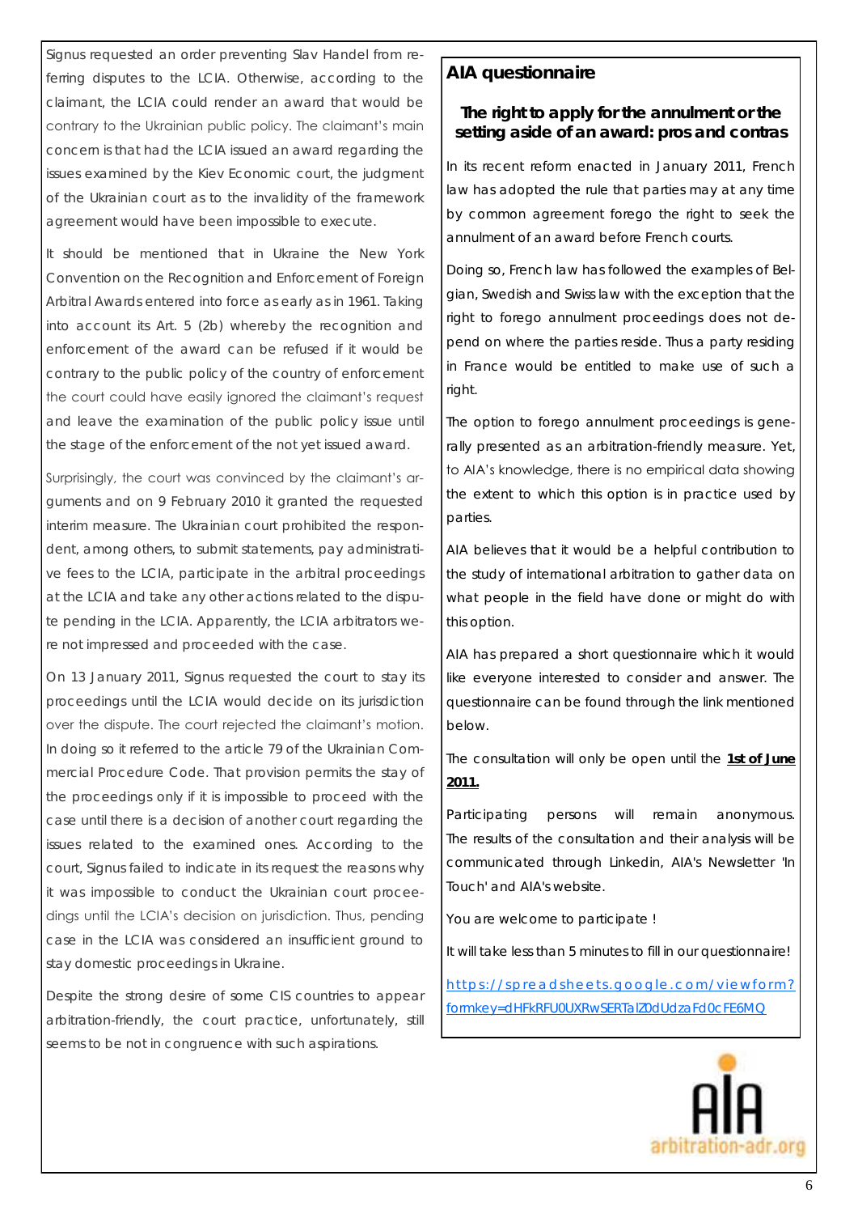Signus requested an order preventing Slav Handel from referring disputes to the LCIA. Otherwise, according to the claimant, the LCIA could render an award that would be contrary to the Ukrainian public policy. The claimant's main concern is that had the LCIA issued an award regarding the issues examined by the Kiev Economic court, the judgment of the Ukrainian court as to the invalidity of the framework agreement would have been impossible to execute.

It should be mentioned that in Ukraine the New York Convention on the Recognition and Enforcement of Foreign Arbitral Awards entered into force as early as in 1961. Taking into account its Art. 5 (2b) whereby the recognition and enforcement of the award can be refused if it would be contrary to the public policy of the country of enforcement the court could have easily ignored the claimant's request and leave the examination of the public policy issue until the stage of the enforcement of the not yet issued award.

Surprisingly, the court was convinced by the claimant's arguments and on 9 February 2010 it granted the requested interim measure. The Ukrainian court prohibited the respondent, among others, to submit statements, pay administrative fees to the LCIA, participate in the arbitral proceedings at the LCIA and take any other actions related to the dispute pending in the LCIA. Apparently, the LCIA arbitrators were not impressed and proceeded with the case.

On 13 January 2011, Signus requested the court to stay its proceedings until the LCIA would decide on its jurisdiction over the dispute. The court rejected the claimant's motion. In doing so it referred to the article 79 of the Ukrainian Commercial Procedure Code. That provision permits the stay of the proceedings only if it is impossible to proceed with the case until there is a decision of another court regarding the issues related to the examined ones. According to the court, Signus failed to indicate in its request the reasons why it was impossible to conduct the Ukrainian court proceedings until the LCIA's decision on jurisdiction. Thus, pending case in the LCIA was considered an insufficient ground to stay domestic proceedings in Ukraine.

Despite the strong desire of some CIS countries to appear arbitration-friendly, the court practice, unfortunately, still seems to be not in congruence with such aspirations.

## AIA questionnaire

### The right to apply for the annulment or the setting aside of an award: pros and contras

In its recent reform enacted in January 2011, French law has adopted the rule that parties may at any time by common agreement forego the right to seek the annulment of an award before French courts.

Doing so, French law has followed the examples of Belgian, Swedish and Swiss law with the exception that the right to forego annulment proceedings does not depend on where the parties reside. Thus a party residing in France would be entitled to make use of such a right.

The option to forego annulment proceedings is generally presented as an arbitration-friendly measure. Yet, to AIA's knowledge, there is no empirical data showing the extent to which this option is in practice used by parties.

AIA believes that it would be a helpful contribution to the study of international arbitration to gather data on what people in the field have done or might do with this option.

AIA has prepared a short questionnaire which it would like everyone interested to consider and answer. The questionnaire can be found through the link mentioned below.

The consultation will only be open until the **1st of June 2011.**

Participating persons will remain anonymous. The results of the consultation and their analysis will be communicated through Linkedin, AIA's Newsletter 'In Touch' and AIA's website.

You are welcome to participate !

It will take less than 5 minutes to fill in our questionnaire!

https://spreadsheets.google.com/viewform?formkey=dHFkRFU0UXRwSERTalZ0dUdzaFd0cFE6MQ

AIA
arbitration-adr.org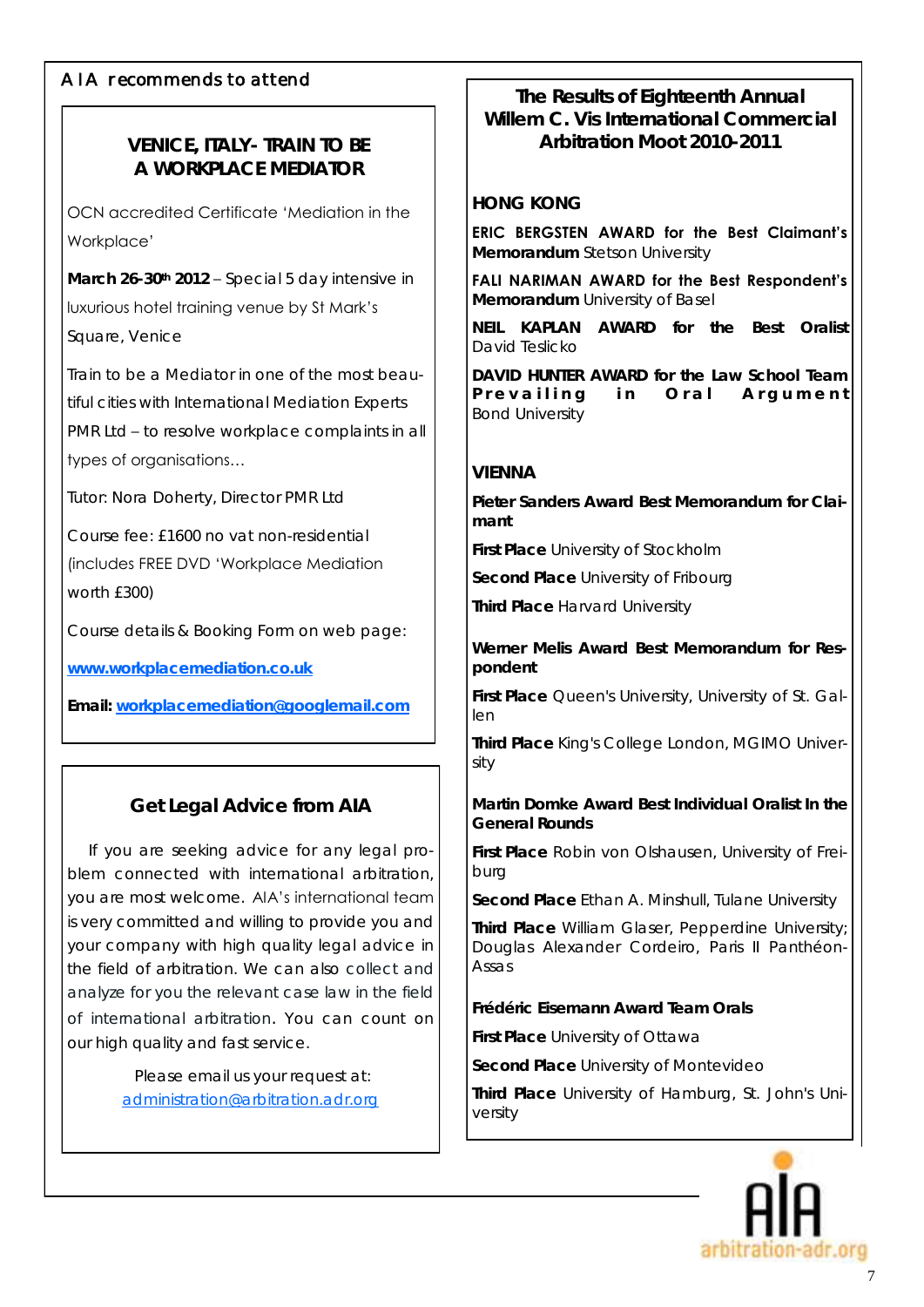AIA recommends to attend

## VENICE, ITALY- TRAIN TO BE A WORKPLACE MEDIATOR

OCN accredited Certificate 'Mediation in the Workplace'

**March 26-30th 2012** – Special 5 day intensive in luxurious hotel training venue by St Mark's Square, Venice

Train to be a Mediator in one of the most beautiful cities with International Mediation Experts PMR Ltd – to resolve workplace complaints in all types of organisations…

Tutor: Nora Doherty, Director PMR Ltd

Course fee: £1600 no vat non-residential (includes FREE DVD 'Workplace Mediation worth £300)

Course details & Booking Form on web page:

**www.workplacemediation.co.uk**

**Email: workplacemediation@googlemail.com**

## Get Legal Advice from AIA

If you are seeking advice for any legal problem connected with international arbitration, you are most welcome. AIA's international team is very committed and willing to provide you and your company with high quality legal advice in the field of arbitration. We can also collect and analyze for you the relevant case law in the field of international arbitration. You can count on our high quality and fast service.

Please email us your request at:
administration@arbitration.adr.org

## The Results of Eighteenth Annual Willem C. Vis International Commercial Arbitration Moot 2010-2011

### HONG KONG

**ERIC BERGSTEN AWARD for the Best Claimant's Memorandum** Stetson University

**FALI NARIMAN AWARD for the Best Respondent's Memorandum** University of Basel

**NEIL KAPLAN AWARD for the Best Oralist** David Teslicko

**DAVID HUNTER AWARD for the Law School Team Prevailing in Oral Argument** Bond University

### VIENNA

**Pieter Sanders Award Best Memorandum for Claimant**

**First Place** University of Stockholm

**Second Place** University of Fribourg

**Third Place** Harvard University

**Werner Melis Award Best Memorandum for Respondent**

**First Place** Queen's University, University of St. Gallen

**Third Place** King's College London, MGIMO University

**Martin Domke Award Best Individual Oralist In the General Rounds**

**First Place** Robin von Olshausen, University of Freiburg

**Second Place** Ethan A. Minshull, Tulane University

**Third Place** William Glaser, Pepperdine University; Douglas Alexander Cordeiro, Paris II Panthéon-Assas

**Frédéric Eisemann Award Team Orals**

**First Place** University of Ottawa

**Second Place** University of Montevideo

**Third Place** University of Hamburg, St. John's University

AIA arbitration-adr.org